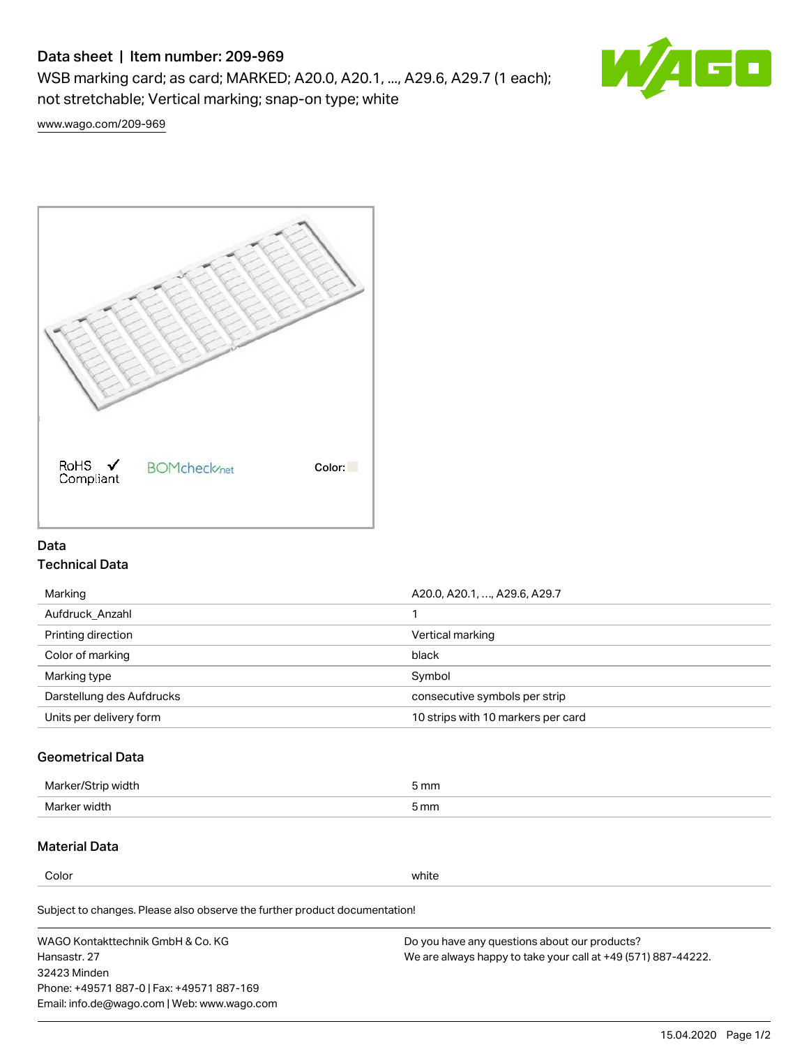# Data sheet | Item number: 209-969

WSB marking card; as card; MARKED; A20.0, A20.1, ..., A29.6, A29.7 (1 each); not stretchable; Vertical marking; snap-on type; white

www.wago.com/209-969

RoHS ✓ Compliant   BOMcheck.net   Color:

## Data

### Technical Data

| | |
|---|---|
| Marking | A20.0, A20.1, …, A29.6, A29.7 |
| Aufdruck_Anzahl | 1 |
| Printing direction | Vertical marking |
| Color of marking | black |
| Marking type | Symbol |
| Darstellung des Aufdrucks | consecutive symbols per strip |
| Units per delivery form | 10 strips with 10 markers per card |

### Geometrical Data

| | |
|---|---|
| Marker/Strip width | 5 mm |
| Marker width | 5 mm |

### Material Data

| | |
|---|---|
| Color | white |

Subject to changes. Please also observe the further product documentation!

WAGO Kontakttechnik GmbH & Co. KG
Hansastr. 27
32423 Minden
Phone: +49571 887-0 | Fax: +49571 887-169
Email: info.de@wago.com | Web: www.wago.com

Do you have any questions about our products?
We are always happy to take your call at +49 (571) 887-44222.

15.04.2020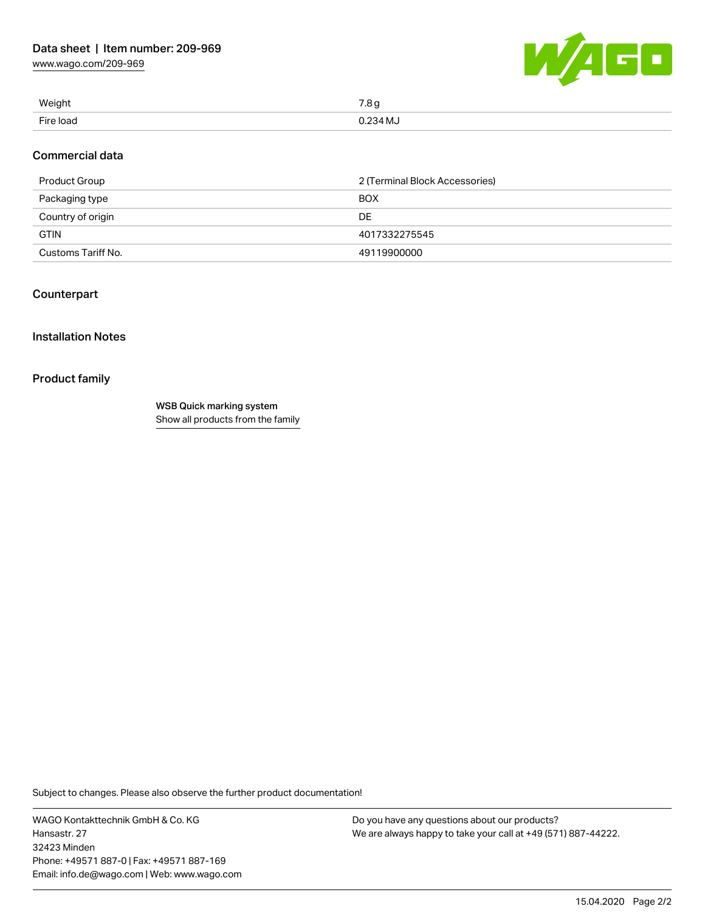| | |
|---|---|
| Weight | 7.8 g |
| Fire load | 0.234 MJ |

## Commercial data

| | |
|---|---|
| Product Group | 2 (Terminal Block Accessories) |
| Packaging type | BOX |
| Country of origin | DE |
| GTIN | 4017332275545 |
| Customs Tariff No. | 49119900000 |

## Counterpart

## Installation Notes

## Product family

**WSB Quick marking system**
Show all products from the family

Subject to changes. Please also observe the further product documentation!

WAGO Kontakttechnik GmbH & Co. KG
Hansastr. 27
32423 Minden
Phone: +49571 887-0 | Fax: +49571 887-169
Email: info.de@wago.com | Web: www.wago.com

Do you have any questions about our products?
We are always happy to take your call at +49 (571) 887-44222.